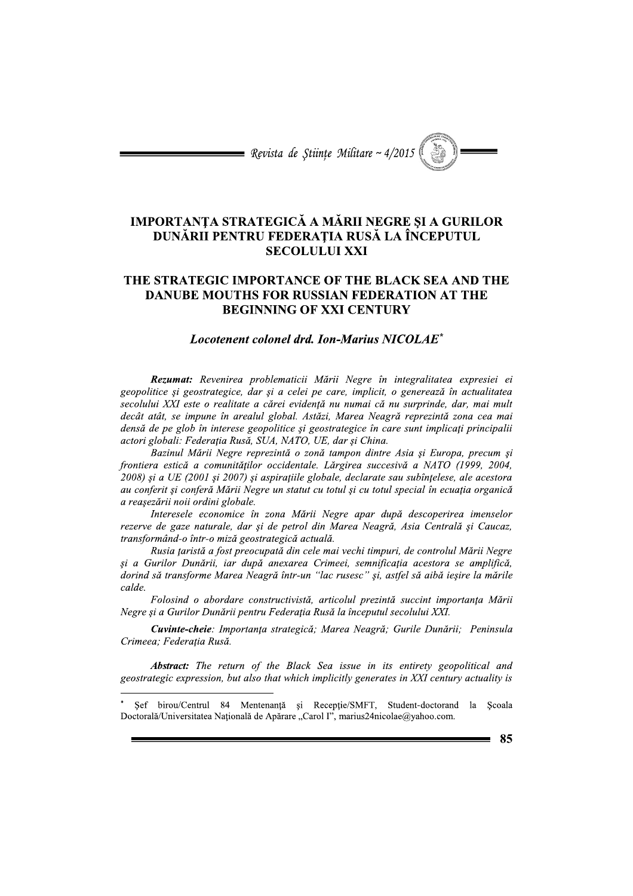# IMPORTANŢA STRATEGICĂ A MĂRII NEGRE ŞI A GURILOR DUNĂRII PENTRU FEDERAŢIA RUSĂ LA ÎNCEPUTUL SECOLULUI XXI

# THE STRATEGIC IMPORTANCE OF THE BLACK SEA AND THE DANUBE MOUTHS FOR RUSSIAN FEDERATION AT THE BEGINNING OF XXI CENTURY

***Locotenent colonel drd. Ion-Marius NICOLAE*** [*]

***Rezumat:*** *Revenirea problematicii Mării Negre în integralitatea expresiei ei geopolitice şi geostrategice, dar şi a celei pe care, implicit, o generează în actualitatea secolului XXI este o realitate a cărei evidenţă nu numai că nu surprinde, dar, mai mult decât atât, se impune în arealul global. Astăzi, Marea Neagră reprezintă zona cea mai densă de pe glob în interese geopolitice şi geostrategice în care sunt implicaţi principalii actori globali: Federaţia Rusă, SUA, NATO, UE, dar şi China.*

*Bazinul Mării Negre reprezintă o zonă tampon dintre Asia şi Europa, precum şi frontiera estică a comunităţilor occidentale. Lărgirea succesivă a NATO (1999, 2004, 2008) şi a UE (2001 şi 2007) şi aspiraţiile globale, declarate sau subînţelese, ale acestora au conferit şi conferă Mării Negre un statut cu totul şi cu totul special în ecuaţia organică a reaşezării noii ordini globale.*

*Interesele economice în zona Mării Negre apar după descoperirea imenselor rezerve de gaze naturale, dar şi de petrol din Marea Neagră, Asia Centrală şi Caucaz, transformând-o într-o miză geostrategică actuală.*

*Rusia ţaristă a fost preocupată din cele mai vechi timpuri, de controlul Mării Negre şi a Gurilor Dunării, iar după anexarea Crimeei, semnificaţia acestora se amplifică, dorind să transforme Marea Neagră într-un "lac rusesc" şi, astfel să aibă ieşire la mările calde.*

*Folosind o abordare constructivistă, articolul prezintă succint importanţa Mării Negre şi a Gurilor Dunării pentru Federaţia Rusă la începutul secolului XXI.*

***Cuvinte-cheie****: Importanţa strategică; Marea Neagră; Gurile Dunării; Peninsula Crimeea; Federaţia Rusă.*

***Abstract:*** *The return of the Black Sea issue in its entirety geopolitical and geostrategic expression, but also that which implicitly generates in XXI century actuality is*

---

[*] Şef birou/Centrul 84 Mentenanţă şi Recepţie/SMFT, Student-doctorand la Şcoala Doctorală/Universitatea Naţională de Apărare „Carol I", marius24nicolae@yahoo.com.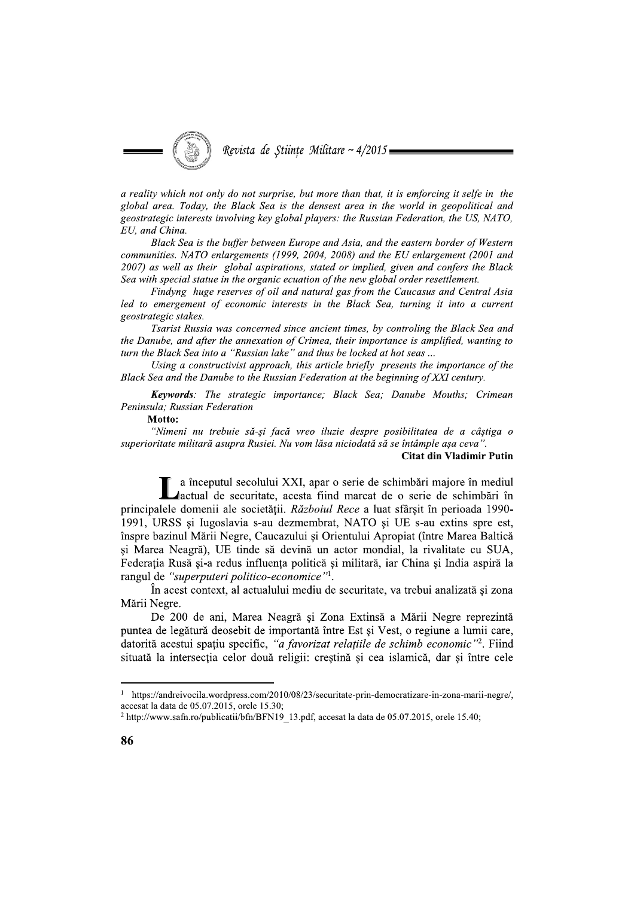*a reality which not only do not surprise, but more than that, it is emforcing it selfe in the global area. Today, the Black Sea is the densest area in the world in geopolitical and geostrategic interests involving key global players: the Russian Federation, the US, NATO, EU, and China.*

*Black Sea is the buffer between Europe and Asia, and the eastern border of Western communities. NATO enlargements (1999, 2004, 2008) and the EU enlargement (2001 and 2007) as well as their global aspirations, stated or implied, given and confers the Black Sea with special statue in the organic ecuation of the new global order resettlement.*

*Findyng huge reserves of oil and natural gas from the Caucasus and Central Asia led to emergement of economic interests in the Black Sea, turning it into a current geostrategic stakes.*

*Tsarist Russia was concerned since ancient times, by controling the Black Sea and the Danube, and after the annexation of Crimea, their importance is amplified, wanting to turn the Black Sea into a "Russian lake" and thus be locked at hot seas ...*

*Using a constructivist approach, this article briefly presents the importance of the Black Sea and the Danube to the Russian Federation at the beginning of XXI century.*

***Keywords**: The strategic importance; Black Sea; Danube Mouths; Crimean Peninsula; Russian Federation*

**Motto:**

*"Nimeni nu trebuie să-şi facă vreo iluzie despre posibilitatea de a câştiga o superioritate militară asupra Rusiei. Nu vom lăsa niciodată să se întâmple aşa ceva".*

**Citat din Vladimir Putin**

La începutul secolului XXI, apar o serie de schimbări majore în mediul actual de securitate, acesta fiind marcat de o serie de schimbări în principalele domenii ale societăţii. *Războiul Rece* a luat sfârşit în perioada 1990-1991, URSS şi Iugoslavia s-au dezmembrat, NATO şi UE s-au extins spre est, înspre bazinul Mării Negre, Caucazului şi Orientului Apropiat (între Marea Baltică şi Marea Neagră), UE tinde să devină un actor mondial, la rivalitate cu SUA, Federaţia Rusă şi-a redus influenţa politică şi militară, iar China şi India aspiră la rangul de *"superputeri politico-economice"*[1].

În acest context, al actualului mediu de securitate, va trebui analizată şi zona Mării Negre.

De 200 de ani, Marea Neagră şi Zona Extinsă a Mării Negre reprezintă puntea de legătură deosebit de importantă între Est şi Vest, o regiune a lumii care, datorită acestui spaţiu specific, *"a favorizat relaţiile de schimb economic"*[2]. Fiind situată la intersecţia celor două religii: creştină şi cea islamică, dar şi între cele

---

[1] https://andreivocila.wordpress.com/2010/08/23/securitate-prin-democratizare-in-zona-marii-negre/, accesat la data de 05.07.2015, orele 15.30;

[2] http://www.safn.ro/publicatii/bfn/BFN19_13.pdf, accesat la data de 05.07.2015, orele 15.40;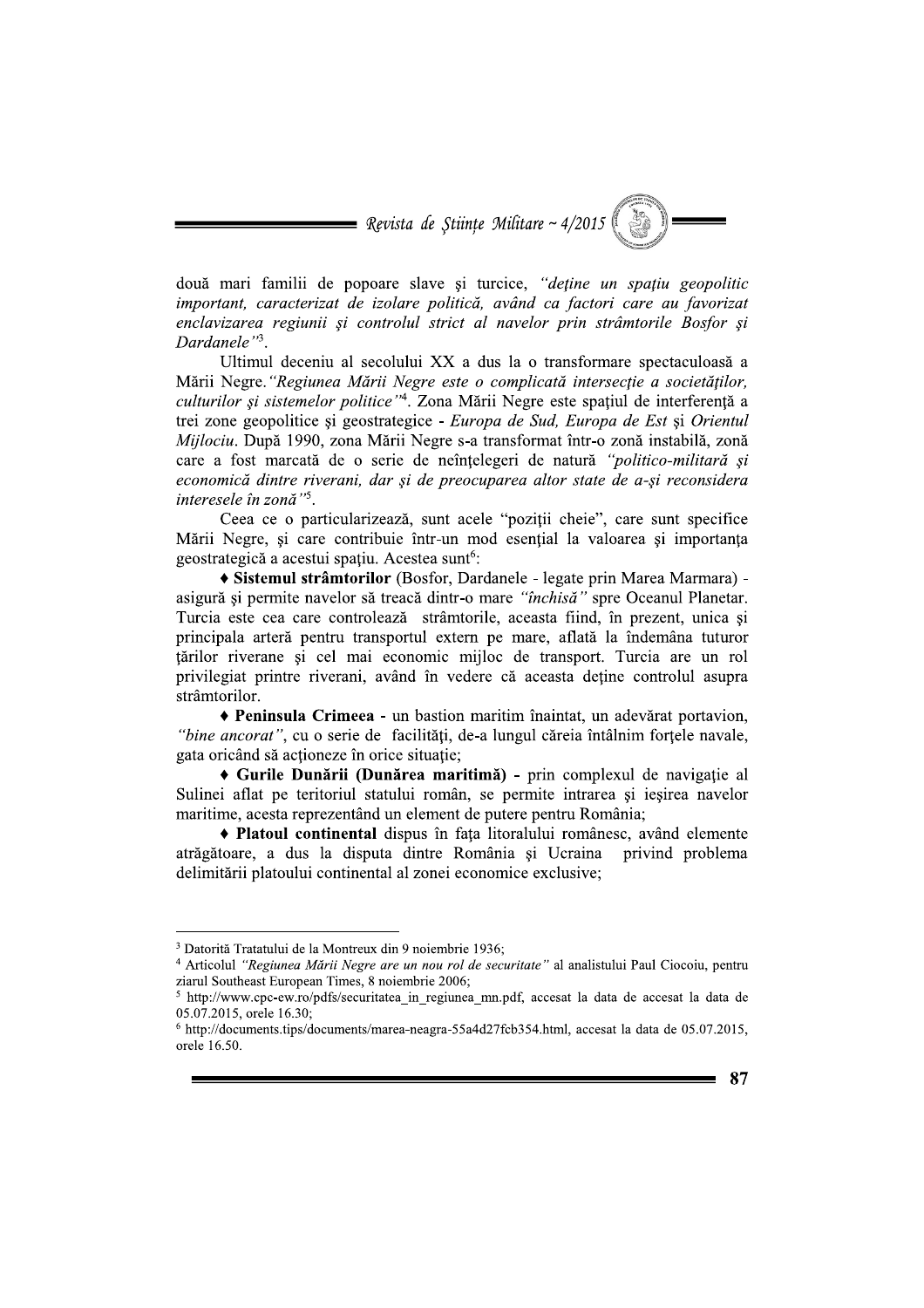două mari familii de popoare slave şi turcice, *"deţine un spaţiu geopolitic important, caracterizat de izolare politică, având ca factori care au favorizat enclavizarea regiunii şi controlul strict al navelor prin strâmtorile Bosfor şi Dardanele"*[3].

Ultimul deceniu al secolului XX a dus la o transformare spectaculoasă a Mării Negre. *"Regiunea Mării Negre este o complicată intersecţie a societăţilor, culturilor şi sistemelor politice"*[4]. Zona Mării Negre este spaţiul de interferenţă a trei zone geopolitice şi geostrategice - *Europa de Sud, Europa de Est* şi *Orientul Mijlociu*. După 1990, zona Mării Negre s-a transformat într-o zonă instabilă, zonă care a fost marcată de o serie de neînţelegeri de natură *"politico-militară şi economică dintre riverani, dar şi de preocuparea altor state de a-şi reconsidera interesele în zonă"*[5].

Ceea ce o particularizează, sunt acele "poziţii cheie", care sunt specifice Mării Negre, şi care contribuie într-un mod esenţial la valoarea şi importanţa geostrategică a acestui spaţiu. Acestea sunt[6]:

♦ **Sistemul strâmtorilor** (Bosfor, Dardanele - legate prin Marea Marmara) - asigură şi permite navelor să treacă dintr-o mare *"închisă"* spre Oceanul Planetar. Turcia este cea care controlează strâmtorile, aceasta fiind, în prezent, unica şi principala arteră pentru transportul extern pe mare, aflată la îndemâna tuturor ţărilor riverane şi cel mai economic mijloc de transport. Turcia are un rol privilegiat printre riverani, având în vedere că aceasta deţine controlul asupra strâmtorilor.

♦ **Peninsula Crimeea** - un bastion maritim înaintat, un adevărat portavion, *"bine ancorat"*, cu o serie de facilităţi, de-a lungul căreia întâlnim forţele navale, gata oricând să acţioneze în orice situaţie;

♦ **Gurile Dunării (Dunărea maritimă)** - prin complexul de navigaţie al Sulinei aflat pe teritoriul statului român, se permite intrarea şi ieşirea navelor maritime, acesta reprezentând un element de putere pentru România;

♦ **Platoul continental** dispus în faţa litoralului românesc, având elemente atrăgătoare, a dus la disputa dintre România şi Ucraina privind problema delimitării platoului continental al zonei economice exclusive;

---

[3] Datorită Tratatului de la Montreux din 9 noiembrie 1936;

[4] Articolul *"Regiunea Mării Negre are un nou rol de securitate"* al analistului Paul Ciocoiu, pentru ziarul Southeast European Times, 8 noiembrie 2006;

[5] http://www.cpc-ew.ro/pdfs/securitatea_in_regiunea_mn.pdf, accesat la data de accesat la data de 05.07.2015, orele 16.30;

[6] http://documents.tips/documents/marea-neagra-55a4d27fcb354.html, accesat la data de 05.07.2015, orele 16.50.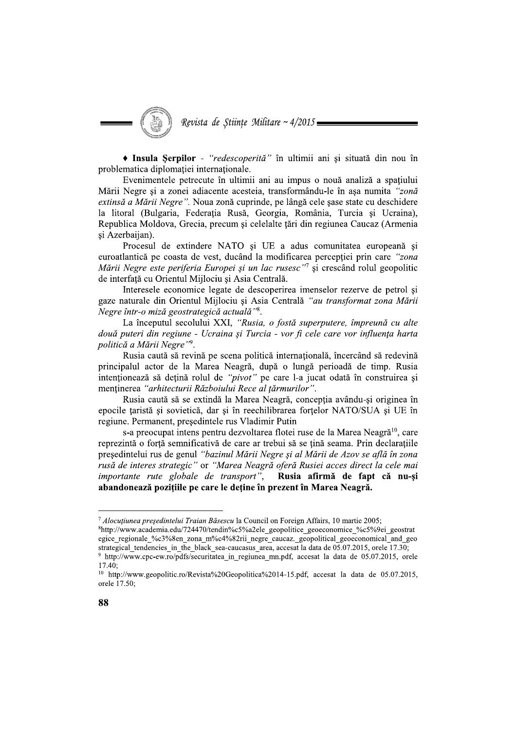♦ **Insula Șerpilor** - *"redescoperită"* în ultimii ani și situată din nou în problematica diplomației internaționale.

Evenimentele petrecute în ultimii ani au impus o nouă analiză a spațiului Mării Negre și a zonei adiacente acesteia, transformându-le în așa numita *"zonă extinsă a Mării Negre"*. Noua zonă cuprinde, pe lângă cele șase state cu deschidere la litoral (Bulgaria, Federația Rusă, Georgia, România, Turcia și Ucraina), Republica Moldova, Grecia, precum și celelalte țări din regiunea Caucaz (Armenia și Azerbaijan).

Procesul de extindere NATO și UE a adus comunitatea europeană și euroatlantică pe coasta de vest, ducând la modificarea percepției prin care *"zona Mării Negre este periferia Europei și un lac rusesc"*[7] și crescând rolul geopolitic de interfață cu Orientul Mijlociu și Asia Centrală.

Interesele economice legate de descoperirea imenselor rezerve de petrol și gaze naturale din Orientul Mijlociu și Asia Centrală *"au transformat zona Mării Negre într-o miză geostrategică actuală"*[8].

La începutul secolului XXI, *"Rusia, o fostă superputere, împreună cu alte două puteri din regiune - Ucraina și Turcia - vor fi cele care vor influența harta politică a Mării Negre"*[9].

Rusia caută să revină pe scena politică internațională, încercând să redevină principalul actor de la Marea Neagră, după o lungă perioadă de timp. Rusia intenționează să dețină rolul de *"pivot"* pe care l-a jucat odată în construirea și menținerea *"arhitecturii Războiului Rece al țărmurilor"*.

Rusia caută să se extindă la Marea Neagră, concepția avându-și originea în epocile țaristă și sovietică, dar și în reechilibrarea forțelor NATO/SUA și UE în regiune. Permanent, președintele rus Vladimir Putin

s-a preocupat intens pentru dezvoltarea flotei ruse de la Marea Neagră[10], care reprezintă o forță semnificativă de care ar trebui să se țină seama. Prin declarațiile președintelui rus de genul *"bazinul Mării Negre și al Mării de Azov se află în zona rusă de interes strategic"* or *"Marea Neagră oferă Rusiei acces direct la cele mai importante rute globale de transport"*, **Rusia afirmă de fapt că nu-și abandonează pozițiile pe care le deține în prezent în Marea Neagră.**

---

[7] *Alocuțiunea președintelui Traian Băsescu* la Council on Foreign Affairs, 10 martie 2005;

[8]http://www.academia.edu/724470/tendin%c5%a2ele_geopolitice_geoeconomice_%c5%9ei_geostrategice_regionale_%c3%8en_zona_m%c4%82rii_negre_caucaz._geopolitical_geoeconomical_and_geostrategical_tendencies_in_the_black_sea-caucasus_area, accesat la data de 05.07.2015, orele 17.30;

[9] http://www.cpc-ew.ro/pdfs/securitatea_in_regiunea_mn.pdf, accesat la data de 05.07.2015, orele 17.40;

[10] http://www.geopolitic.ro/Revista%20Geopolitica%2014-15.pdf, accesat la data de 05.07.2015, orele 17.50;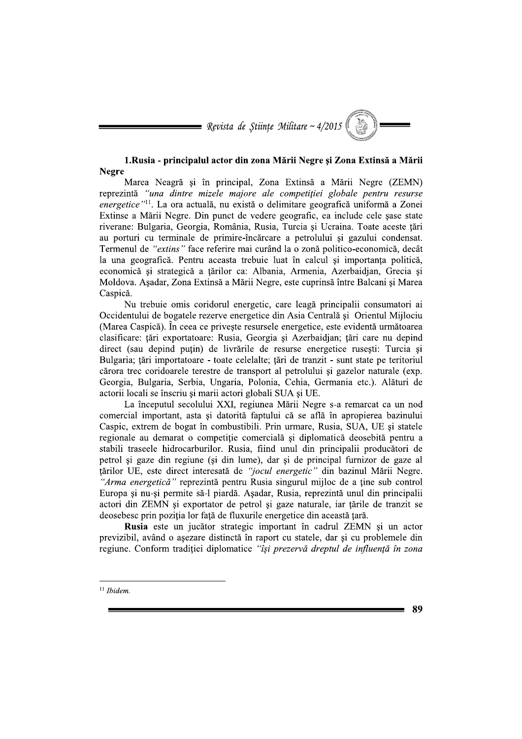### 1.Rusia - principalul actor din zona Mării Negre şi Zona Extinsă a Mării Negre

Marea Neagră şi în principal, Zona Extinsă a Mării Negre (ZEMN) reprezintă *"una dintre mizele majore ale competiţiei globale pentru resurse energetice"*[11]. La ora actuală, nu există o delimitare geografică uniformă a Zonei Extinse a Mării Negre. Din punct de vedere geografic, ea include cele şase state riverane: Bulgaria, Georgia, România, Rusia, Turcia şi Ucraina. Toate aceste ţări au porturi cu terminale de primire-încărcare a petrolului şi gazului condensat. Termenul de *"extins"* face referire mai curând la o zonă politico-economică, decât la una geografică. Pentru aceasta trebuie luat în calcul şi importanţa politică, economică şi strategică a ţărilor ca: Albania, Armenia, Azerbaidjan, Grecia şi Moldova. Aşadar, Zona Extinsă a Mării Negre, este cuprinsă între Balcani şi Marea Caspică.

Nu trebuie omis coridorul energetic, care leagă principalii consumatori ai Occidentului de bogatele rezerve energetice din Asia Centrală şi Orientul Mijlociu (Marea Caspică). În ceea ce priveşte resursele energetice, este evidentă următoarea clasificare: ţări exportatoare: Rusia, Georgia şi Azerbaidjan; ţări care nu depind direct (sau depind puţin) de livrările de resurse energetice ruseşti: Turcia şi Bulgaria; ţări importatoare - toate celelalte; ţări de tranzit - sunt state pe teritoriul cărora trec coridoarele terestre de transport al petrolului şi gazelor naturale (exp. Georgia, Bulgaria, Serbia, Ungaria, Polonia, Cehia, Germania etc.). Alături de actorii locali se înscriu şi marii actori globali SUA şi UE.

La începutul secolului XXI, regiunea Mării Negre s-a remarcat ca un nod comercial important, asta şi datorită faptului că se află în apropierea bazinului Caspic, extrem de bogat în combustibili. Prin urmare, Rusia, SUA, UE şi statele regionale au demarat o competiţie comercială şi diplomatică deosebită pentru a stabili traseele hidrocarburilor. Rusia, fiind unul din principalii producători de petrol şi gaze din regiune (şi din lume), dar şi de principal furnizor de gaze al ţărilor UE, este direct interesată de *"jocul energetic"* din bazinul Mării Negre. *"Arma energetică"* reprezintă pentru Rusia singurul mijloc de a ţine sub control Europa şi nu-şi permite să-l piardă. Aşadar, Rusia, reprezintă unul din principalii actori din ZEMN şi exportator de petrol şi gaze naturale, iar ţările de tranzit se deosebesc prin poziţia lor faţă de fluxurile energetice din această ţară.

**Rusia** este un jucător strategic important în cadrul ZEMN şi un actor previzibil, având o aşezare distinctă în raport cu statele, dar şi cu problemele din regiune. Conform tradiţiei diplomatice *"îşi prezervă dreptul de influenţă în zona*

---

[11] *Ibidem.*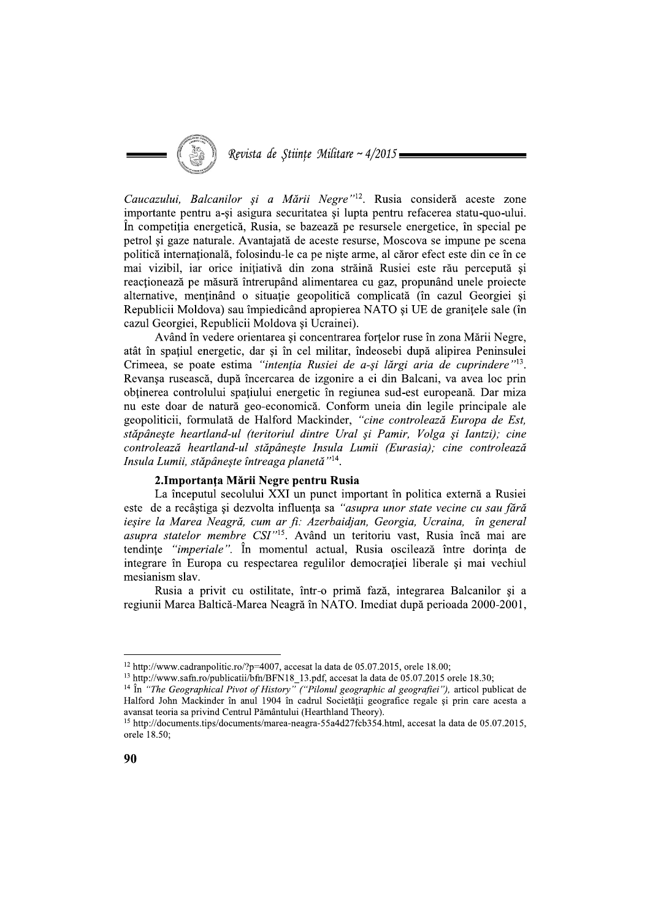*Caucazului, Balcanilor şi a Mării Negre"*[12]. Rusia consideră aceste zone importante pentru a-şi asigura securitatea şi lupta pentru refacerea statu-quo-ului. În competiţia energetică, Rusia, se bazează pe resursele energetice, în special pe petrol şi gaze naturale. Avantajată de aceste resurse, Moscova se impune pe scena politică internaţională, folosindu-le ca pe nişte arme, al căror efect este din ce în ce mai vizibil, iar orice iniţiativă din zona străină Rusiei este rău percepută şi reacţionează pe măsură întrerupând alimentarea cu gaz, propunând unele proiecte alternative, menţinând o situaţie geopolitică complicată (în cazul Georgiei şi Republicii Moldova) sau împiedicând apropierea NATO şi UE de graniţele sale (în cazul Georgiei, Republicii Moldova şi Ucrainei).

Având în vedere orientarea şi concentrarea forţelor ruse în zona Mării Negre, atât în spaţiul energetic, dar şi în cel militar, îndeosebi după alipirea Peninsulei Crimeea, se poate estima *"intenţia Rusiei de a-şi lărgi aria de cuprindere"*[13]. Revanşa rusească, după încercarea de izgonire a ei din Balcani, va avea loc prin obţinerea controlului spaţiului energetic în regiunea sud-est europeană. Dar miza nu este doar de natură geo-economică. Conform uneia din legile principale ale geopoliticii, formulată de Halford Mackinder, *"cine controlează Europa de Est, stăpâneşte heartland-ul (teritoriul dintre Ural şi Pamir, Volga şi Iantzi); cine controlează heartland-ul stăpâneşte Insula Lumii (Eurasia); cine controlează Insula Lumii, stăpâneşte întreaga planetă"*[14].

**2.Importanţa Mării Negre pentru Rusia**

La începutul secolului XXI un punct important în politica externă a Rusiei este de a recâştiga şi dezvolta influenţa sa *"asupra unor state vecine cu sau fără ieşire la Marea Neagră, cum ar fi: Azerbaidjan, Georgia, Ucraina, în general asupra statelor membre CSI"*[15]. Având un teritoriu vast, Rusia încă mai are tendinţe *"imperiale"*. În momentul actual, Rusia oscilează între dorinţa de integrare în Europa cu respectarea regulilor democraţiei liberale şi mai vechiul mesianism slav.

Rusia a privit cu ostilitate, într-o primă fază, integrarea Balcanilor şi a regiunii Marea Baltică-Marea Neagră în NATO. Imediat după perioada 2000-2001,

---

[12] http://www.cadranpolitic.ro/?p=4007, accesat la data de 05.07.2015, orele 18.00;

[13] http://www.safn.ro/publicatii/bfn/BFN18_13.pdf, accesat la data de 05.07.2015 orele 18.30;

[14] În *"The Geographical Pivot of History" ("Pilonul geographic al geografiei")*, articol publicat de Halford John Mackinder în anul 1904 în cadrul Societăţii geografice regale şi prin care acesta a avansat teoria sa privind Centrul Pământului (Hearthland Theory).

[15] http://documents.tips/documents/marea-neagra-55a4d27fcb354.html, accesat la data de 05.07.2015, orele 18.50;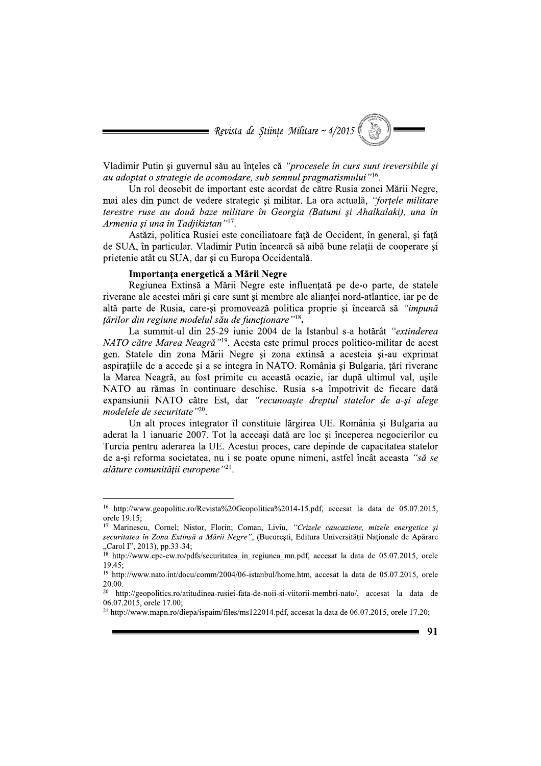Vladimir Putin și guvernul său au înțeles că *"procesele în curs sunt ireversibile și au adoptat o strategie de acomodare, sub semnul pragmatismului"*[16].

Un rol deosebit de important este acordat de către Rusia zonei Mării Negre, mai ales din punct de vedere strategic și militar. La ora actuală, *"forțele militare terestre ruse au două baze militare în Georgia (Batumi și Ahalkalaki), una în Armenia și una în Tadjikistan"*[17].

Astăzi, politica Rusiei este conciliatoare față de Occident, în general, și față de SUA, în particular. Vladimir Putin încearcă să aibă bune relații de cooperare și prietenie atât cu SUA, dar și cu Europa Occidentală.

**Importanța energetică a Mării Negre**

Regiunea Extinsă a Mării Negre este influențată pe de-o parte, de statele riverane ale acestei mări și care sunt și membre ale alianței nord-atlantice, iar pe de altă parte de Rusia, care-și promovează politica proprie și încearcă să *"impună țărilor din regiune modelul său de funcționare"*[18].

La summit-ul din 25-29 iunie 2004 de la Istanbul s-a hotărât *"extinderea NATO către Marea Neagră"*[19]. Acesta este primul proces politico-militar de acest gen. Statele din zona Mării Negre și zona extinsă a acesteia și-au exprimat aspirațiile de a accede și a se integra în NATO. România și Bulgaria, țări riverane la Marea Neagră, au fost primite cu această ocazie, iar după ultimul val, ușile NATO au rămas în continuare deschise. Rusia s-a împotrivit de fiecare dată expansiunii NATO către Est, dar *"recunoaște dreptul statelor de a-și alege modelele de securitate"*[20].

Un alt proces integrator îl constituie lărgirea UE. România și Bulgaria au aderat la 1 ianuarie 2007. Tot la aceeași dată are loc și începerea negocierilor cu Turcia pentru aderarea la UE. Acestui proces, care depinde de capacitatea statelor de a-și reforma societatea, nu i se poate opune nimeni, astfel încât aceasta *"să se alăture comunității europene"*[21].

---

[16] http://www.geopolitic.ro/Revista%20Geopolitica%2014-15.pdf, accesat la data de 05.07.2015, orele 19.15;

[17] Marinescu, Cornel; Nistor, Florin; Coman, Liviu, *"Crizele caucaziene, mizele energetice și securitatea în Zona Extinsă a Mării Negre"*, (București, Editura Universității Naționale de Apărare „Carol I", 2013), pp.33-34;

[18] http://www.cpc-ew.ro/pdfs/securitatea_in_regiunea_mn.pdf, accesat la data de 05.07.2015, orele 19.45;

[19] http://www.nato.int/docu/comm/2004/06-istanbul/home.htm, accesat la data de 05.07.2015, orele 20.00.

[20] http://geopolitics.ro/atitudinea-rusiei-fata-de-noii-si-viitorii-membri-nato/, accesat la data de 06.07.2015, orele 17.00;

[21] http://www.mapn.ro/diepa/ispaim/files/ms122014.pdf, accesat la data de 06.07.2015, orele 17.20;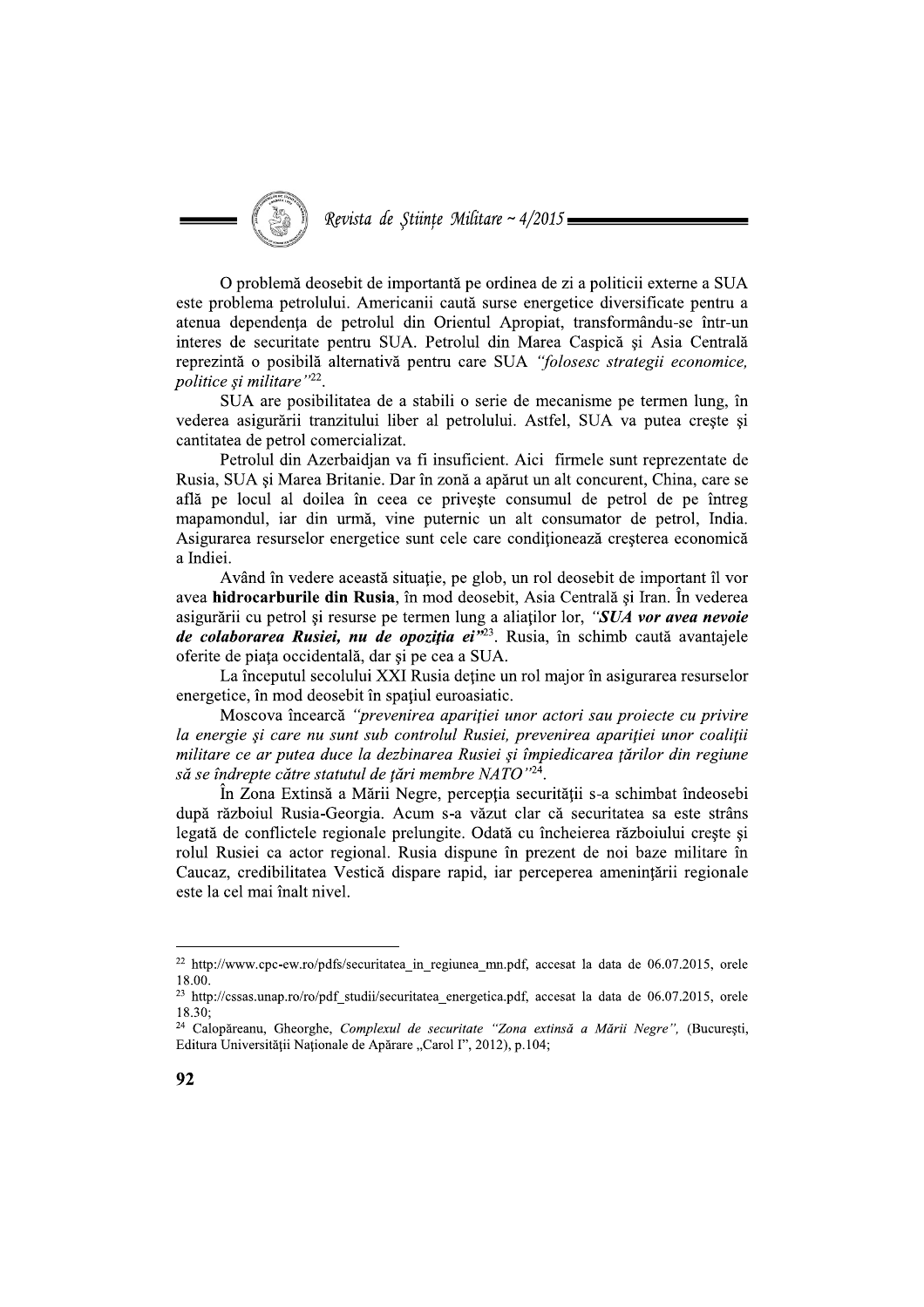O problemă deosebit de importantă pe ordinea de zi a politicii externe a SUA este problema petrolului. Americanii caută surse energetice diversificate pentru a atenua dependența de petrolul din Orientul Apropiat, transformându-se într-un interes de securitate pentru SUA. Petrolul din Marea Caspică și Asia Centrală reprezintă o posibilă alternativă pentru care SUA *"folosesc strategii economice, politice și militare"*[22].

SUA are posibilitatea de a stabili o serie de mecanisme pe termen lung, în vederea asigurării tranzitului liber al petrolului. Astfel, SUA va putea crește și cantitatea de petrol comercializat.

Petrolul din Azerbaidjan va fi insuficient. Aici firmele sunt reprezentate de Rusia, SUA și Marea Britanie. Dar în zonă a apărut un alt concurent, China, care se află pe locul al doilea în ceea ce privește consumul de petrol de pe întreg mapamondul, iar din urmă, vine puternic un alt consumator de petrol, India. Asigurarea resurselor energetice sunt cele care condiționează creșterea economică a Indiei.

Având în vedere această situație, pe glob, un rol deosebit de important îl vor avea **hidrocarburile din Rusia**, în mod deosebit, Asia Centrală și Iran. În vederea asigurării cu petrol și resurse pe termen lung a aliaților lor, ***"SUA vor avea nevoie de colaborarea Rusiei, nu de opoziția ei"***[23]. Rusia, în schimb caută avantajele oferite de piața occidentală, dar și pe cea a SUA.

La începutul secolului XXI Rusia deține un rol major în asigurarea resurselor energetice, în mod deosebit în spațiul euroasiatic.

Moscova încearcă *"prevenirea apariției unor actori sau proiecte cu privire la energie și care nu sunt sub controlul Rusiei, prevenirea apariției unor coaliții militare ce ar putea duce la dezbinarea Rusiei și împiedicarea țărilor din regiune să se îndrepte către statutul de țări membre NATO"*[24].

În Zona Extinsă a Mării Negre, percepția securității s-a schimbat îndeosebi după războiul Rusia-Georgia. Acum s-a văzut clar că securitatea sa este strâns legată de conflictele regionale prelungite. Odată cu încheierea războiului crește și rolul Rusiei ca actor regional. Rusia dispune în prezent de noi baze militare în Caucaz, credibilitatea Vestică dispare rapid, iar perceperea amenințării regionale este la cel mai înalt nivel.

---

[22] http://www.cpc-ew.ro/pdfs/securitatea_in_regiunea_mn.pdf, accesat la data de 06.07.2015, orele 18.00.

[23] http://cssas.unap.ro/ro/pdf_studii/securitatea_energetica.pdf, accesat la data de 06.07.2015, orele 18.30;

[24] Calopăreanu, Gheorghe, *Complexul de securitate "Zona extinsă a Mării Negre"*, (București, Editura Universității Naționale de Apărare „Carol I", 2012), p.104;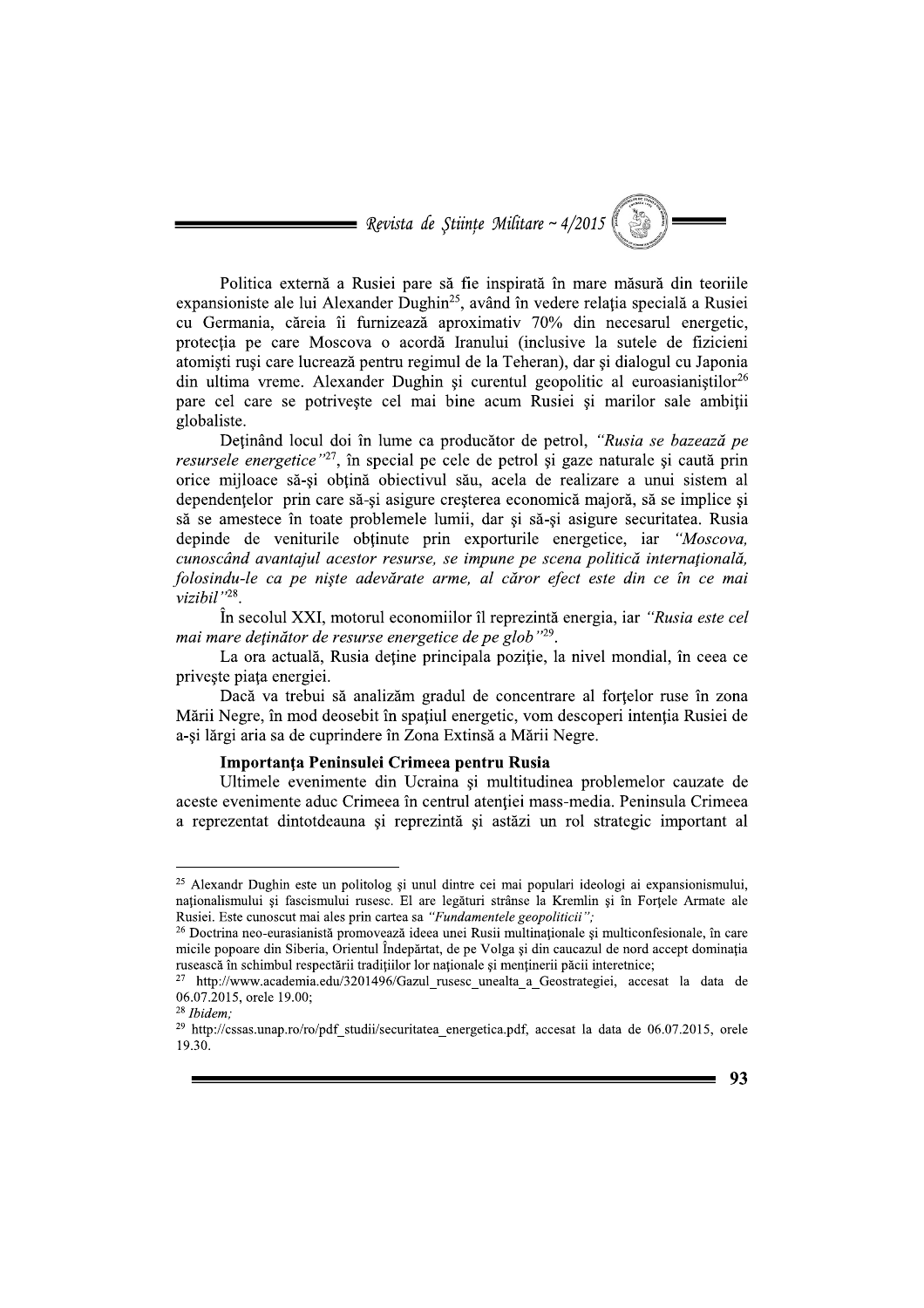Politica externă a Rusiei pare să fie inspirată în mare măsură din teoriile expansioniste ale lui Alexander Dughin[25], având în vedere relația specială a Rusiei cu Germania, căreia îi furnizează aproximativ 70% din necesarul energetic, protecția pe care Moscova o acordă Iranului (inclusive la sutele de fizicieni atomiști ruși care lucrează pentru regimul de la Teheran), dar și dialogul cu Japonia din ultima vreme. Alexander Dughin și curentul geopolitic al euroasianiștilor[26] pare cel care se potrivește cel mai bine acum Rusiei și marilor sale ambiții globaliste.

Deținând locul doi în lume ca producător de petrol, *"Rusia se bazează pe resursele energetice"*[27], în special pe cele de petrol și gaze naturale și caută prin orice mijloace să-și obțină obiectivul său, acela de realizare a unui sistem al dependențelor prin care să-și asigure creșterea economică majoră, să se implice și să se amestece în toate problemele lumii, dar și să-și asigure securitatea. Rusia depinde de veniturile obținute prin exporturile energetice, iar *"Moscova, cunoscând avantajul acestor resurse, se impune pe scena politică internațională, folosindu-le ca pe niște adevărate arme, al căror efect este din ce în ce mai vizibil"*[28].

În secolul XXI, motorul economiilor îl reprezintă energia, iar *"Rusia este cel mai mare deținător de resurse energetice de pe glob"*[29].

La ora actuală, Rusia deține principala poziție, la nivel mondial, în ceea ce privește piața energiei.

Dacă va trebui să analizăm gradul de concentrare al forțelor ruse în zona Mării Negre, în mod deosebit în spațiul energetic, vom descoperi intenția Rusiei de a-și lărgi aria sa de cuprindere în Zona Extinsă a Mării Negre.

**Importanța Peninsulei Crimeea pentru Rusia**

Ultimele evenimente din Ucraina și multitudinea problemelor cauzate de aceste evenimente aduc Crimeea în centrul atenției mass-media. Peninsula Crimeea a reprezentat dintotdeauna și reprezintă și astăzi un rol strategic important al

---

[25] Alexandr Dughin este un politolog și unul dintre cei mai populari ideologi ai expansionismului, naționalismului și fascismului rusesc. El are legături strânse la Kremlin și în Forțele Armate ale Rusiei. Este cunoscut mai ales prin cartea sa *"Fundamentele geopoliticii"*;

[26] Doctrina neo-eurasianistă promovează ideea unei Rusii multinaționale și multiconfesionale, în care micile popoare din Siberia, Orientul Îndepărtat, de pe Volga și din caucazul de nord accept dominația rusească în schimbul respectării tradițiilor lor naționale și menținerii păcii interetnice;

[27] http://www.academia.edu/3201496/Gazul_rusesc_unealta_a_Geostrategiei, accesat la data de 06.07.2015, orele 19.00;

[28] *Ibidem;*

[29] http://cssas.unap.ro/ro/pdf_studii/securitatea_energetica.pdf, accesat la data de 06.07.2015, orele 19.30.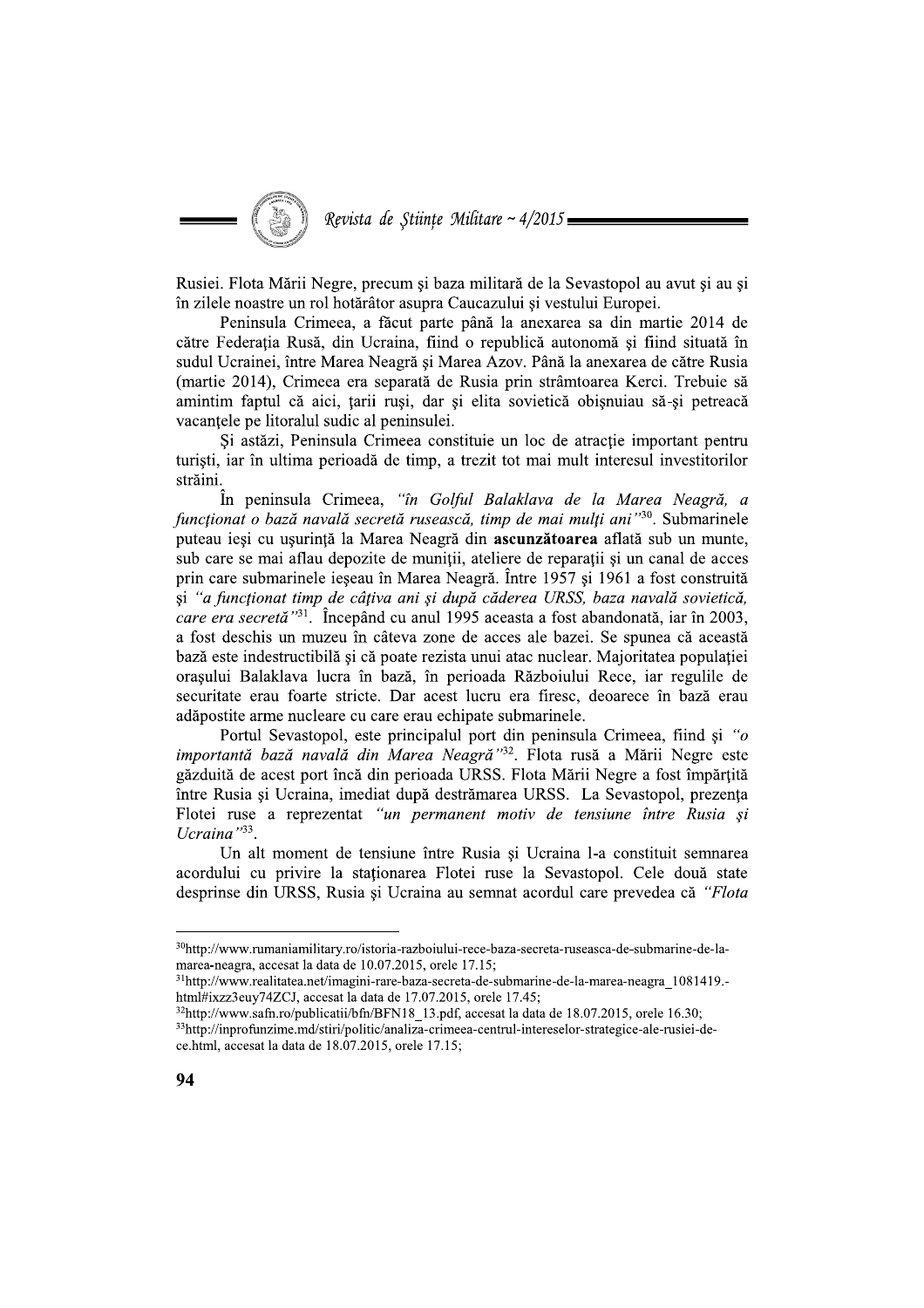Rusiei. Flota Mării Negre, precum şi baza militară de la Sevastopol au avut şi au şi în zilele noastre un rol hotărâtor asupra Caucazului şi vestului Europei.

Peninsula Crimeea, a făcut parte până la anexarea sa din martie 2014 de către Federaţia Rusă, din Ucraina, fiind o republică autonomă şi fiind situată în sudul Ucrainei, între Marea Neagră şi Marea Azov. Până la anexarea de către Rusia (martie 2014), Crimeea era separată de Rusia prin strâmtoarea Kerci. Trebuie să amintim faptul că aici, ţarii ruşi, dar şi elita sovietică obişnuiau să-şi petreacă vacanţele pe litoralul sudic al peninsulei.

Şi astăzi, Peninsula Crimeea constituie un loc de atracţie important pentru turişti, iar în ultima perioadă de timp, a trezit tot mai mult interesul investitorilor străini.

În peninsula Crimeea, *"în Golful Balaklava de la Marea Neagră, a funcţionat o bază navală secretă rusească, timp de mai mulţi ani"*[30]. Submarinele puteau ieşi cu uşurinţă la Marea Neagră din **ascunzătoarea** aflată sub un munte, sub care se mai aflau depozite de muniţii, ateliere de reparaţii şi un canal de acces prin care submarinele ieşeau în Marea Neagră. Între 1957 şi 1961 a fost construită şi *"a funcţionat timp de câţiva ani şi după căderea URSS, baza navală sovietică, care era secretă"*[31]. Începând cu anul 1995 aceasta a fost abandonată, iar în 2003, a fost deschis un muzeu în câteva zone de acces ale bazei. Se spunea că această bază este indestructibilă şi că poate rezista unui atac nuclear. Majoritatea populaţiei oraşului Balaklava lucra în bază, în perioada Războiului Rece, iar regulile de securitate erau foarte stricte. Dar acest lucru era firesc, deoarece în bază erau adăpostite arme nucleare cu care erau echipate submarinele.

Portul Sevastopol, este principalul port din peninsula Crimeea, fiind şi *"o importantă bază navală din Marea Neagră"*[32]. Flota rusă a Mării Negre este găzduită de acest port încă din perioada URSS. Flota Mării Negre a fost împărţită între Rusia şi Ucraina, imediat după destrămarea URSS. La Sevastopol, prezenţa Flotei ruse a reprezentat *"un permanent motiv de tensiune între Rusia şi Ucraina"*[33].

Un alt moment de tensiune între Rusia şi Ucraina l-a constituit semnarea acordului cu privire la staţionarea Flotei ruse la Sevastopol. Cele două state desprinse din URSS, Rusia şi Ucraina au semnat acordul care prevedea că *"Flota*

---

[30] http://www.rumaniamilitary.ro/istoria-razboiului-rece-baza-secreta-ruseasca-de-submarine-de-la-marea-neagra, accesat la data de 10.07.2015, orele 17.15;

[31] http://www.realitatea.net/imagini-rare-baza-secreta-de-submarine-de-la-marea-neagra_1081419.-html#ixzz3euy74ZCJ, accesat la data de 17.07.2015, orele 17.45;

[32] http://www.safn.ro/publicatii/bfn/BFN18_13.pdf, accesat la data de 18.07.2015, orele 16.30;

[33] http://inprofunzime.md/stiri/politic/analiza-crimeea-centrul-intereselor-strategice-ale-rusiei-de-ce.html, accesat la data de 18.07.2015, orele 17.15;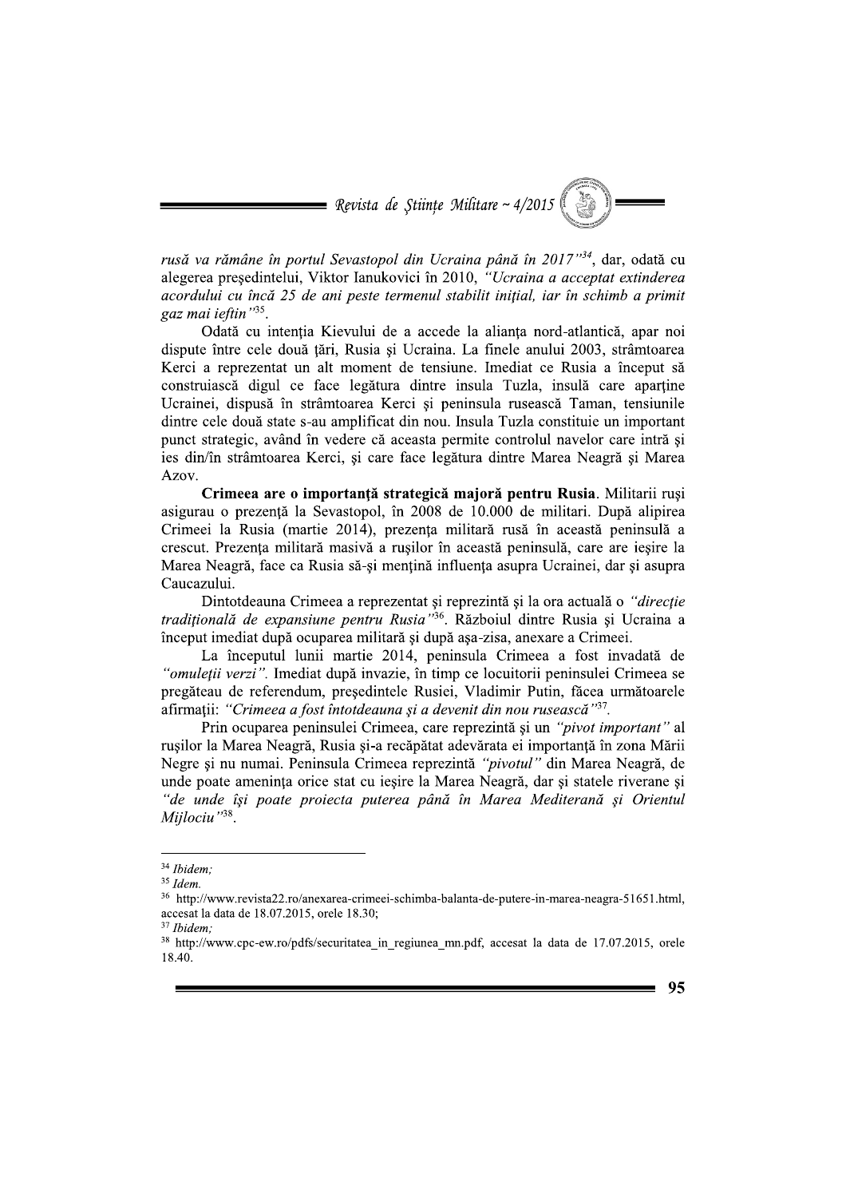*rusă va rămâne în portul Sevastopol din Ucraina până în 2017"*[34], dar, odată cu alegerea preşedintelui, Viktor Ianukovici în 2010, *"Ucraina a acceptat extinderea acordului cu încă 25 de ani peste termenul stabilit iniţial, iar în schimb a primit gaz mai ieftin"*[35].

Odată cu intenţia Kievului de a accede la alianţa nord-atlantică, apar noi dispute între cele două ţări, Rusia şi Ucraina. La finele anului 2003, strâmtoarea Kerci a reprezentat un alt moment de tensiune. Imediat ce Rusia a început să construiască digul ce face legătura dintre insula Tuzla, insulă care aparţine Ucrainei, dispusă în strâmtoarea Kerci şi peninsula rusească Taman, tensiunile dintre cele două state s-au amplificat din nou. Insula Tuzla constituie un important punct strategic, având în vedere că aceasta permite controlul navelor care intră şi ies din/în strâmtoarea Kerci, şi care face legătura dintre Marea Neagră şi Marea Azov.

**Crimeea are o importanţă strategică majoră pentru Rusia**. Militarii ruşi asigurau o prezenţă la Sevastopol, în 2008 de 10.000 de militari. După alipirea Crimeei la Rusia (martie 2014), prezenţa militară rusă în această peninsulă a crescut. Prezenţa militară masivă a ruşilor în această peninsulă, care are ieşire la Marea Neagră, face ca Rusia să-şi menţină influenţa asupra Ucrainei, dar şi asupra Caucazului.

Dintotdeauna Crimeea a reprezentat şi reprezintă şi la ora actuală o *"direcţie tradiţională de expansiune pentru Rusia"*[36]. Războiul dintre Rusia şi Ucraina a început imediat după ocuparea militară şi după aşa-zisa, anexare a Crimeei.

La începutul lunii martie 2014, peninsula Crimeea a fost invadată de *"omuleţii verzi"*. Imediat după invazie, în timp ce locuitorii peninsulei Crimeea se pregăteau de referendum, preşedintele Rusiei, Vladimir Putin, făcea următoarele afirmaţii: *"Crimeea a fost întotdeauna şi a devenit din nou rusească"*[37].

Prin ocuparea peninsulei Crimeea, care reprezintă şi un *"pivot important"* al ruşilor la Marea Neagră, Rusia şi-a recăpătat adevărata ei importanţă în zona Mării Negre şi nu numai. Peninsula Crimeea reprezintă *"pivotul"* din Marea Neagră, de unde poate ameninţa orice stat cu ieşire la Marea Neagră, dar şi statele riverane şi *"de unde îşi poate proiecta puterea până în Marea Mediterană şi Orientul Mijlociu"*[38].

---

[34] *Ibidem;*

[35] *Idem.*

[36] http://www.revista22.ro/anexarea-crimeei-schimba-balanta-de-putere-in-marea-neagra-51651.html, accesat la data de 18.07.2015, orele 18.30;

[37] *Ibidem;*

[38] http://www.cpc-ew.ro/pdfs/securitatea_in_regiunea_mn.pdf, accesat la data de 17.07.2015, orele 18.40.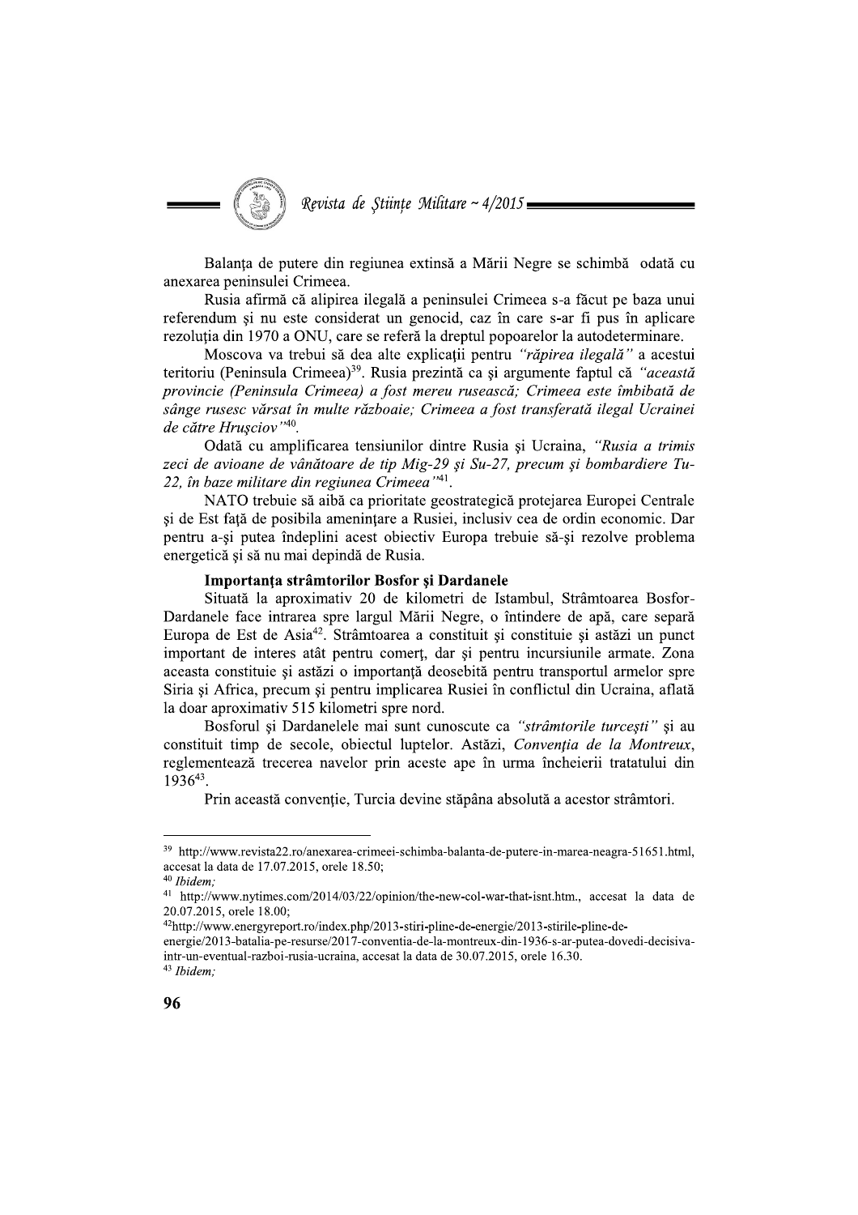Balanța de putere din regiunea extinsă a Mării Negre se schimbă odată cu anexarea peninsulei Crimeea.

Rusia afirmă că alipirea ilegală a peninsulei Crimeea s-a făcut pe baza unui referendum și nu este considerat un genocid, caz în care s-ar fi pus în aplicare rezoluția din 1970 a ONU, care se referă la dreptul popoarelor la autodeterminare.

Moscova va trebui să dea alte explicații pentru *"răpirea ilegală"* a acestui teritoriu (Peninsula Crimeea)[39]. Rusia prezintă ca și argumente faptul că *"această provincie (Peninsula Crimeea) a fost mereu rusească; Crimeea este îmbibată de sânge rusesc vărsat în multe războaie; Crimeea a fost transferată ilegal Ucrainei de către Hrușciov"*[40].

Odată cu amplificarea tensiunilor dintre Rusia și Ucraina, *"Rusia a trimis zeci de avioane de vânătoare de tip Mig-29 și Su-27, precum și bombardiere Tu-22, în baze militare din regiunea Crimeea"*[41].

NATO trebuie să aibă ca prioritate geostrategică protejarea Europei Centrale și de Est față de posibila amenințare a Rusiei, inclusiv cea de ordin economic. Dar pentru a-și putea îndeplini acest obiectiv Europa trebuie să-și rezolve problema energetică și să nu mai depindă de Rusia.

**Importanța strâmtorilor Bosfor și Dardanele**

Situată la aproximativ 20 de kilometri de Istambul, Strâmtoarea Bosfor-Dardanele face intrarea spre largul Mării Negre, o întindere de apă, care separă Europa de Est de Asia[42]. Strâmtoarea a constituit și constituie și astăzi un punct important de interes atât pentru comerț, dar și pentru incursiunile armate. Zona aceasta constituie și astăzi o importanță deosebită pentru transportul armelor spre Siria și Africa, precum și pentru implicarea Rusiei în conflictul din Ucraina, aflată la doar aproximativ 515 kilometri spre nord.

Bosforul și Dardanelele mai sunt cunoscute ca *"strâmtorile turcești"* și au constituit timp de secole, obiectul luptelor. Astăzi, *Convenția de la Montreux*, reglementează trecerea navelor prin aceste ape în urma încheierii tratatului din 1936[43].

Prin această convenție, Turcia devine stăpâna absolută a acestor strâmtori.

---

[39] http://www.revista22.ro/anexarea-crimeei-schimba-balanta-de-putere-in-marea-neagra-51651.html, accesat la data de 17.07.2015, orele 18.50;

[40] *Ibidem;*

[41] http://www.nytimes.com/2014/03/22/opinion/the-new-col-war-that-isnt.htm., accesat la data de 20.07.2015, orele 18.00;

[42] http://www.energyreport.ro/index.php/2013-stiri-pline-de-energie/2013-stirile-pline-de-energie/2013-batalia-pe-resurse/2017-conventia-de-la-montreux-din-1936-s-ar-putea-dovedi-decisiva-intr-un-eventual-razboi-rusia-ucraina, accesat la data de 30.07.2015, orele 16.30.

[43] *Ibidem;*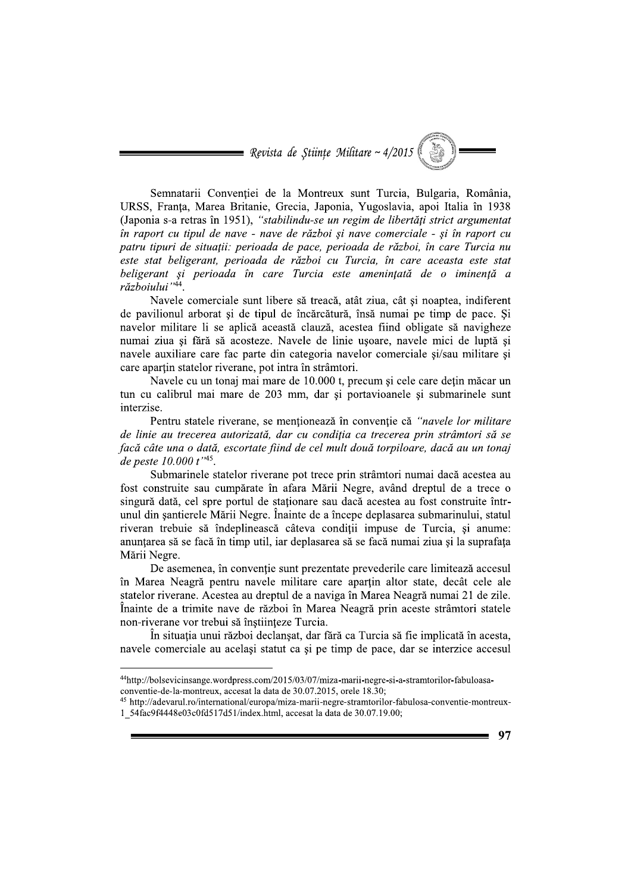Semnatarii Convenției de la Montreux sunt Turcia, Bulgaria, România, URSS, Franța, Marea Britanie, Grecia, Japonia, Yugoslavia, apoi Italia în 1938 (Japonia s-a retras în 1951), *"stabilindu-se un regim de libertăți strict argumentat în raport cu tipul de nave - nave de război și nave comerciale - și în raport cu patru tipuri de situații: perioada de pace, perioada de război, în care Turcia nu este stat beligerant, perioada de război cu Turcia, în care aceasta este stat beligerant și perioada în care Turcia este amenințată de o iminență a războiului"*[44].

Navele comerciale sunt libere să treacă, atât ziua, cât și noaptea, indiferent de pavilionul arborat și de tipul de încărcătură, însă numai pe timp de pace. Și navelor militare li se aplică această clauză, acestea fiind obligate să navigheze numai ziua și fără să acosteze. Navele de linie ușoare, navele mici de luptă și navele auxiliare care fac parte din categoria navelor comerciale și/sau militare și care aparțin statelor riverane, pot intra în strâmtori.

Navele cu un tonaj mai mare de 10.000 t, precum și cele care dețin măcar un tun cu calibrul mai mare de 203 mm, dar și portavioanele și submarinele sunt interzise.

Pentru statele riverane, se menționează în convenție că *"navele lor militare de linie au trecerea autorizată, dar cu condiția ca trecerea prin strâmtori să se facă câte una o dată, escortate fiind de cel mult două torpiloare, dacă au un tonaj de peste 10.000 t"*[45].

Submarinele statelor riverane pot trece prin strâmtori numai dacă acestea au fost construite sau cumpărate în afara Mării Negre, având dreptul de a trece o singură dată, cel spre portul de staționare sau dacă acestea au fost construite într-unul din șantierele Mării Negre. Înainte de a începe deplasarea submarinului, statul riveran trebuie să îndeplinească câteva condiții impuse de Turcia, și anume: anunțarea să se facă în timp util, iar deplasarea să se facă numai ziua și la suprafața Mării Negre.

De asemenea, în convenție sunt prezentate prevederile care limitează accesul în Marea Neagră pentru navele militare care aparțin altor state, decât cele ale statelor riverane. Acestea au dreptul de a naviga în Marea Neagră numai 21 de zile. Înainte de a trimite nave de război în Marea Neagră prin aceste strâmtori statele non-riverane vor trebui să înștiințeze Turcia.

În situația unui război declanșat, dar fără ca Turcia să fie implicată în acesta, navele comerciale au același statut ca și pe timp de pace, dar se interzice accesul

---

[44] http://bolsevicinsange.wordpress.com/2015/03/07/miza-marii-negre-si-a-stramtorilor-fabuloasa-conventie-de-la-montreux, accesat la data de 30.07.2015, orele 18.30;

[45] http://adevarul.ro/international/europa/miza-marii-negre-stramtorilor-fabulosa-conventie-montreux-1_54fac9f4448e03c0fd517d51/index.html, accesat la data de 30.07.19.00;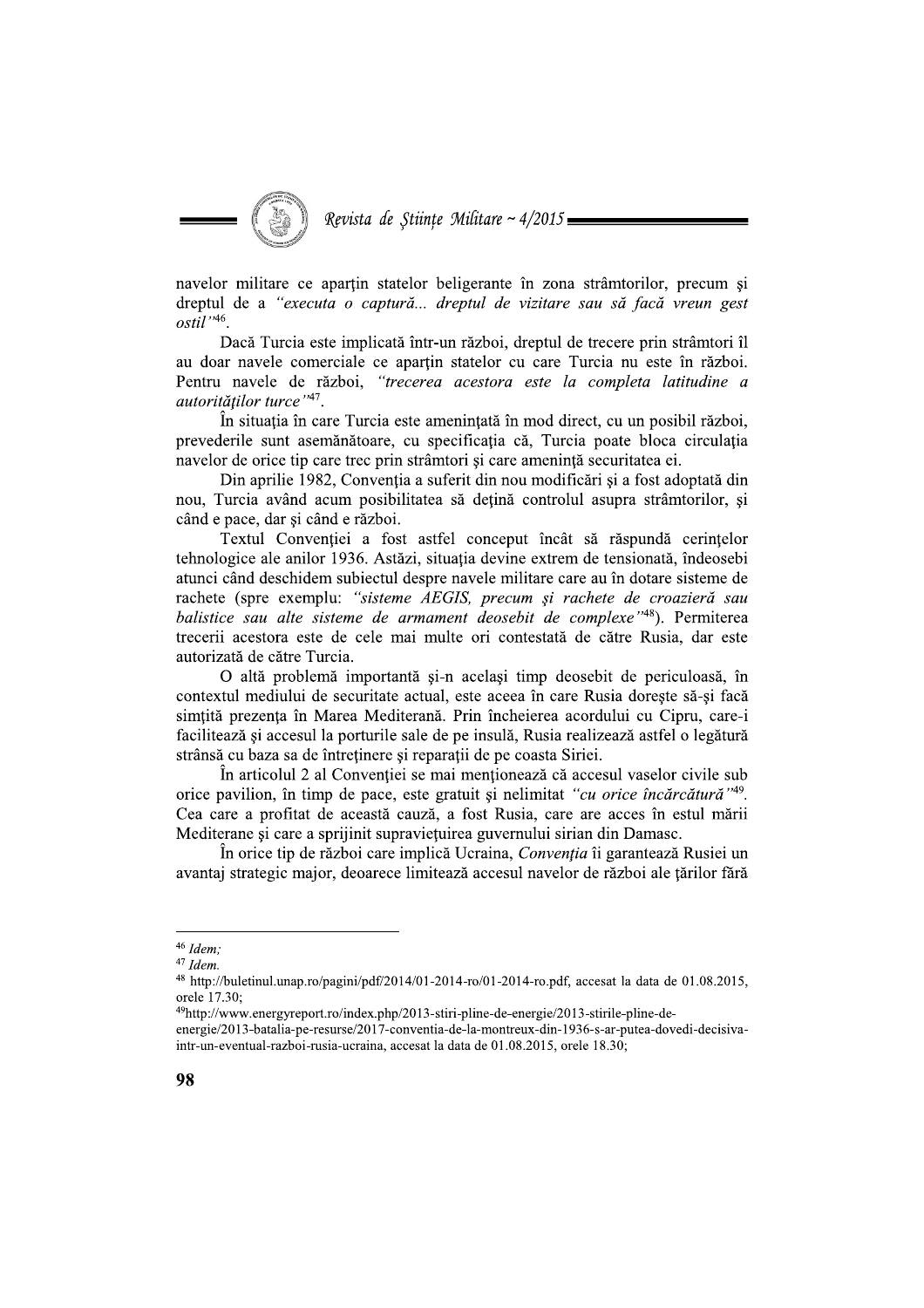navelor militare ce aparțin statelor beligerante în zona strâmtorilor, precum și dreptul de a *"executa o captură... dreptul de vizitare sau să facă vreun gest ostil"*[46].

Dacă Turcia este implicată într-un război, dreptul de trecere prin strâmtori îl au doar navele comerciale ce aparțin statelor cu care Turcia nu este în război. Pentru navele de război, *"trecerea acestora este la completa latitudine a autorităților turce"*[47].

În situația în care Turcia este amenințată în mod direct, cu un posibil război, prevederile sunt asemănătoare, cu specificația că, Turcia poate bloca circulația navelor de orice tip care trec prin strâmtori și care amenință securitatea ei.

Din aprilie 1982, Convenția a suferit din nou modificări și a fost adoptată din nou, Turcia având acum posibilitatea să dețină controlul asupra strâmtorilor, și când e pace, dar și când e război.

Textul Convenției a fost astfel conceput încât să răspundă cerințelor tehnologice ale anilor 1936. Astăzi, situația devine extrem de tensionată, îndeosebi atunci când deschidem subiectul despre navele militare care au în dotare sisteme de rachete (spre exemplu: *"sisteme AEGIS, precum și rachete de croazieră sau balistice sau alte sisteme de armament deosebit de complexe"*[48]). Permiterea trecerii acestora este de cele mai multe ori contestată de către Rusia, dar este autorizată de către Turcia.

O altă problemă importantă și-n același timp deosebit de periculoasă, în contextul mediului de securitate actual, este aceea în care Rusia dorește să-și facă simțită prezența în Marea Mediterană. Prin încheierea acordului cu Cipru, care-i facilitează și accesul la porturile sale de pe insulă, Rusia realizează astfel o legătură strânsă cu baza sa de întreținere și reparații de pe coasta Siriei.

În articolul 2 al Convenției se mai menționează că accesul vaselor civile sub orice pavilion, în timp de pace, este gratuit și nelimitat *"cu orice încărcătură"*[49]. Cea care a profitat de această cauză, a fost Rusia, care are acces în estul mării Mediterane și care a sprijinit supraviețuirea guvernului sirian din Damasc.

În orice tip de război care implică Ucraina, *Convenția* îi garantează Rusiei un avantaj strategic major, deoarece limitează accesul navelor de război ale țărilor fără

---

[46] *Idem;*

[47] *Idem.*

[48] http://buletinul.unap.ro/pagini/pdf/2014/01-2014-ro/01-2014-ro.pdf, accesat la data de 01.08.2015, orele 17.30;

[49] http://www.energyreport.ro/index.php/2013-stiri-pline-de-energie/2013-stirile-pline-de-energie/2013-batalia-pe-resurse/2017-conventia-de-la-montreux-din-1936-s-ar-putea-dovedi-decisiva-intr-un-eventual-razboi-rusia-ucraina, accesat la data de 01.08.2015, orele 18.30;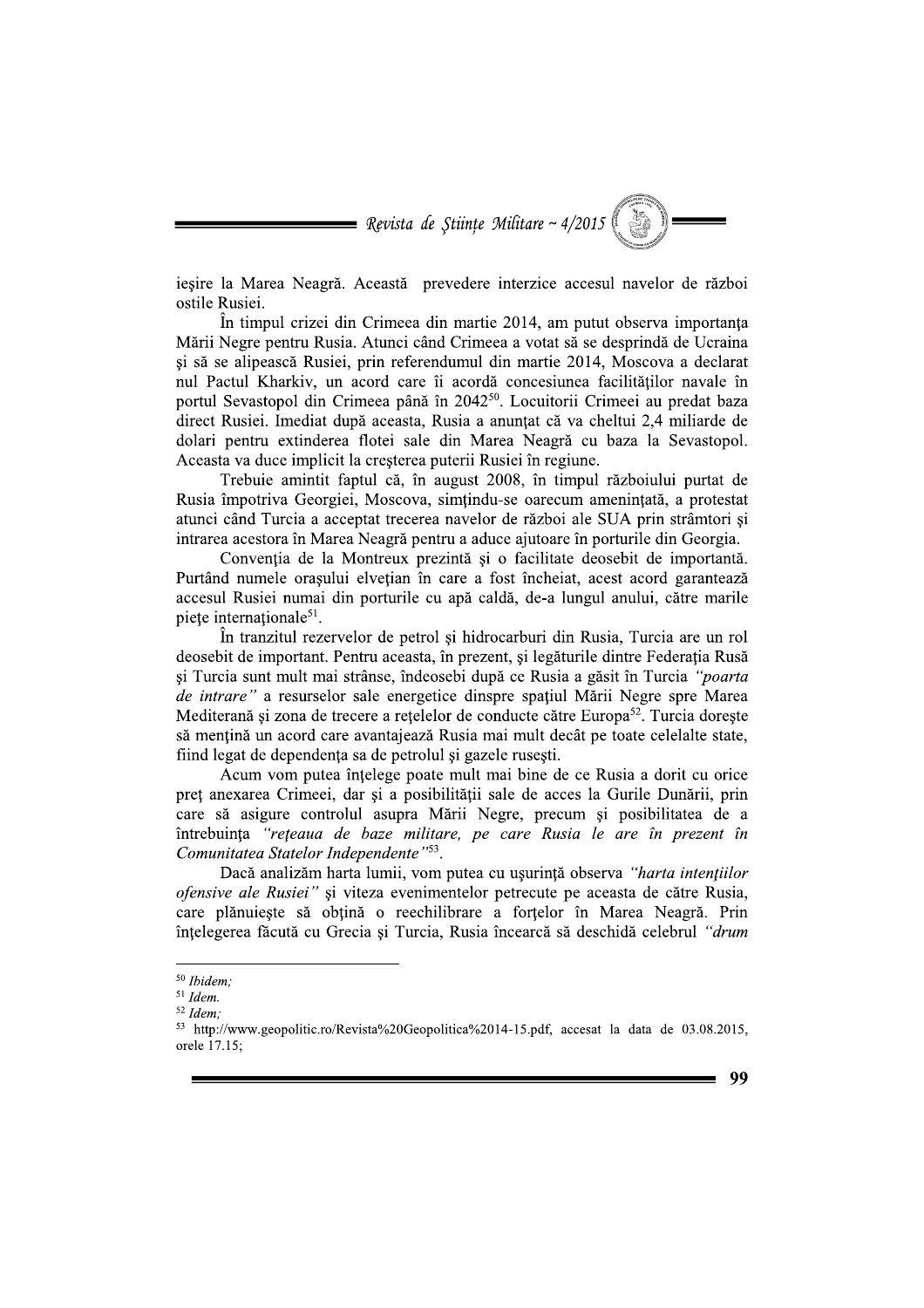ieşire la Marea Neagră. Această prevedere interzice accesul navelor de război ostile Rusiei.

În timpul crizei din Crimeea din martie 2014, am putut observa importanţa Mării Negre pentru Rusia. Atunci când Crimeea a votat să se desprindă de Ucraina şi să se alipească Rusiei, prin referendumul din martie 2014, Moscova a declarat nul Pactul Kharkiv, un acord care îi acordă concesiunea facilităţilor navale în portul Sevastopol din Crimeea până în 2042[50]. Locuitorii Crimeei au predat baza direct Rusiei. Imediat după aceasta, Rusia a anunţat că va cheltui 2,4 miliarde de dolari pentru extinderea flotei sale din Marea Neagră cu baza la Sevastopol. Aceasta va duce implicit la creşterea puterii Rusiei în regiune.

Trebuie amintit faptul că, în august 2008, în timpul războiului purtat de Rusia împotriva Georgiei, Moscova, simţindu-se oarecum ameninţată, a protestat atunci când Turcia a acceptat trecerea navelor de război ale SUA prin strâmtori şi intrarea acestora în Marea Neagră pentru a aduce ajutoare în porturile din Georgia.

Convenţia de la Montreux prezintă şi o facilitate deosebit de importantă. Purtând numele oraşului elveţian în care a fost încheiat, acest acord garantează accesul Rusiei numai din porturile cu apă caldă, de-a lungul anului, către marile pieţe internaţionale[51].

În tranzitul rezervelor de petrol şi hidrocarburi din Rusia, Turcia are un rol deosebit de important. Pentru aceasta, în prezent, şi legăturile dintre Federaţia Rusă şi Turcia sunt mult mai strânse, îndeosebi după ce Rusia a găsit în Turcia *"poarta de intrare"* a resurselor sale energetice dinspre spaţiul Mării Negre spre Marea Mediterană şi zona de trecere a reţelelor de conducte către Europa[52]. Turcia doreşte să menţină un acord care avantajează Rusia mai mult decât pe toate celelalte state, fiind legat de dependenţa sa de petrolul şi gazele ruseşti.

Acum vom putea înţelege poate mult mai bine de ce Rusia a dorit cu orice preţ anexarea Crimeei, dar şi a posibilităţii sale de acces la Gurile Dunării, prin care să asigure controlul asupra Mării Negre, precum şi posibilitatea de a întrebuinţa *"reţeaua de baze militare, pe care Rusia le are în prezent în Comunitatea Statelor Independente"*[53].

Dacă analizăm harta lumii, vom putea cu uşurinţă observa *"harta intenţiilor ofensive ale Rusiei"* şi viteza evenimentelor petrecute pe aceasta de către Rusia, care plănuieşte să obţină o reechilibrare a forţelor în Marea Neagră. Prin înţelegerea făcută cu Grecia şi Turcia, Rusia încearcă să deschidă celebrul *"drum*

---

[50] *Ibidem;*

[51] *Idem.*

[52] *Idem;*

[53] http://www.geopolitic.ro/Revista%20Geopolitica%2014-15.pdf, accesat la data de 03.08.2015, orele 17.15;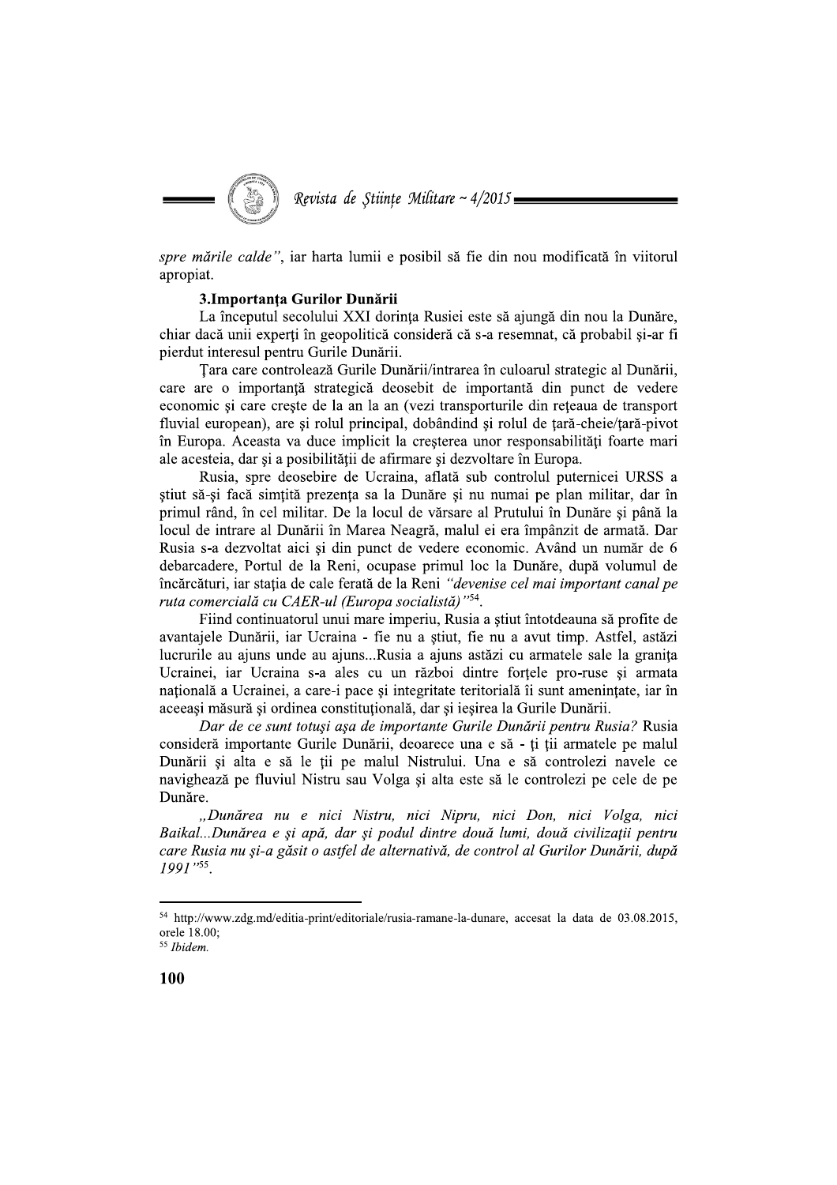*spre mările calde"*, iar harta lumii e posibil să fie din nou modificată în viitorul apropiat.

### 3.Importanța Gurilor Dunării

La începutul secolului XXI dorința Rusiei este să ajungă din nou la Dunăre, chiar dacă unii experți în geopolitică consideră că s-a resemnat, că probabil și-ar fi pierdut interesul pentru Gurile Dunării.

Țara care controlează Gurile Dunării/intrarea în culoarul strategic al Dunării, care are o importanță strategică deosebit de importantă din punct de vedere economic și care crește de la an la an (vezi transporturile din rețeaua de transport fluvial european), are și rolul principal, dobândind și rolul de țară-cheie/țară-pivot în Europa. Aceasta va duce implicit la creșterea unor responsabilități foarte mari ale acesteia, dar și a posibilității de afirmare și dezvoltare în Europa.

Rusia, spre deosebire de Ucraina, aflată sub controlul puternicei URSS a știut să-și facă simțită prezența sa la Dunăre și nu numai pe plan militar, dar în primul rând, în cel militar. De la locul de vărsare al Prutului în Dunăre și până la locul de intrare al Dunării în Marea Neagră, malul ei era împânzit de armată. Dar Rusia s-a dezvoltat aici și din punct de vedere economic. Având un număr de 6 debarcadere, Portul de la Reni, ocupase primul loc la Dunăre, după volumul de încărcături, iar stația de cale ferată de la Reni *"devenise cel mai important canal pe ruta comercială cu CAER-ul (Europa socialistă)"*[54].

Fiind continuatorul unui mare imperiu, Rusia a știut întotdeauna să profite de avantajele Dunării, iar Ucraina - fie nu a știut, fie nu a avut timp. Astfel, astăzi lucrurile au ajuns unde au ajuns...Rusia a ajuns astăzi cu armatele sale la granița Ucrainei, iar Ucraina s-a ales cu un război dintre forțele pro-ruse și armata națională a Ucrainei, a care-i pace și integritate teritorială îi sunt amenințate, iar în aceeași măsură și ordinea constituțională, dar și ieșirea la Gurile Dunării.

*Dar de ce sunt totuși așa de importante Gurile Dunării pentru Rusia?* Rusia consideră importante Gurile Dunării, deoarece una e să - ți ții armatele pe malul Dunării și alta e să le ții pe malul Nistrului. Una e să controlezi navele ce navighează pe fluviul Nistru sau Volga și alta este să le controlezi pe cele de pe Dunăre.

*„Dunărea nu e nici Nistru, nici Nipru, nici Don, nici Volga, nici Baikal...Dunărea e și apă, dar și podul dintre două lumi, două civilizații pentru care Rusia nu și-a găsit o astfel de alternativă, de control al Gurilor Dunării, după 1991"*[55].

---

[54] http://www.zdg.md/editia-print/editoriale/rusia-ramane-la-dunare, accesat la data de 03.08.2015, orele 18.00;

[55] *Ibidem.*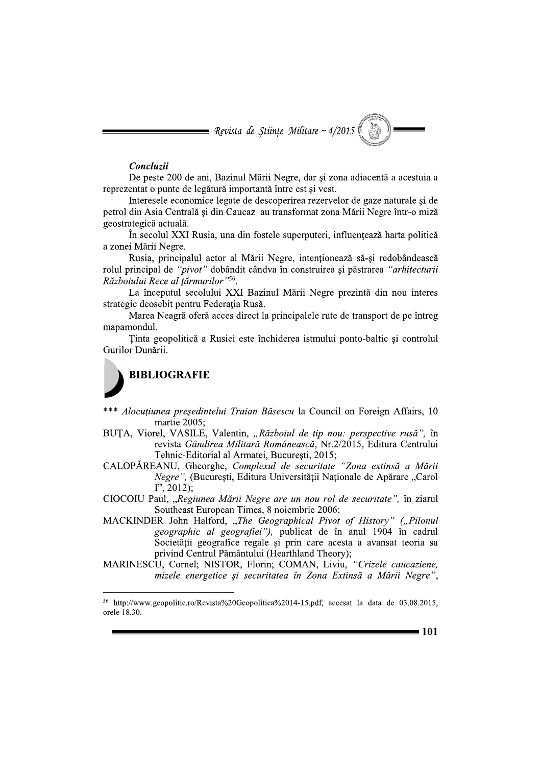***Concluzii***

De peste 200 de ani, Bazinul Mării Negre, dar şi zona adiacentă a acestuia a reprezentat o punte de legătură importantă între est şi vest.

Interesele economice legate de descoperirea rezervelor de gaze naturale şi de petrol din Asia Centrală şi din Caucaz au transformat zona Mării Negre într-o miză geostrategică actuală.

În secolul XXI Rusia, una din fostele superputeri, influenţează harta politică a zonei Mării Negre.

Rusia, principalul actor al Mării Negre, intenţionează să-şi redobândească rolul principal de *"pivot"* dobândit cândva în construirea şi păstrarea *"arhitecturii Războiului Rece al ţărmurilor"*[56].

La începutul secolului XXI Bazinul Mării Negre prezintă din nou interes strategic deosebit pentru Federaţia Rusă.

Marea Neagră oferă acces direct la principalele rute de transport de pe întreg mapamondul.

Ţinta geopolitică a Rusiei este închiderea istmului ponto-baltic şi controlul Gurilor Dunării.

## BIBLIOGRAFIE

\*\*\* *Alocuţiunea preşedintelui Traian Băsescu* la Council on Foreign Affairs, 10 martie 2005;

BUŢA, Viorel, VASILE, Valentin, *„Războiul de tip nou: perspective rusă"*, în revista *Gândirea Militară Românească*, Nr.2/2015, Editura Centrului Tehnic-Editorial al Armatei, Bucureşti, 2015;

CALOPĂREANU, Gheorghe, *Complexul de securitate "Zona extinsă a Mării Negre"*, (Bucureşti, Editura Universităţii Naţionale de Apărare „Carol I", 2012);

CIOCOIU Paul, *„Regiunea Mării Negre are un nou rol de securitate"*, în ziarul Southeast European Times, 8 noiembrie 2006;

MACKINDER John Halford, *„The Geographical Pivot of History" („Pilonul geographic al geografiei")*, publicat de în anul 1904 în cadrul Societăţii geografice regale şi prin care acesta a avansat teoria sa privind Centrul Pământului (Hearthland Theory);

MARINESCU, Cornel; NISTOR, Florin; COMAN, Liviu, *"Crizele caucaziene, mizele energetice şi securitatea în Zona Extinsă a Mării Negre"*,

---

[56] http://www.geopolitic.ro/Revista%20Geopolitica%2014-15.pdf, accesat la data de 03.08.2015, orele 18.30.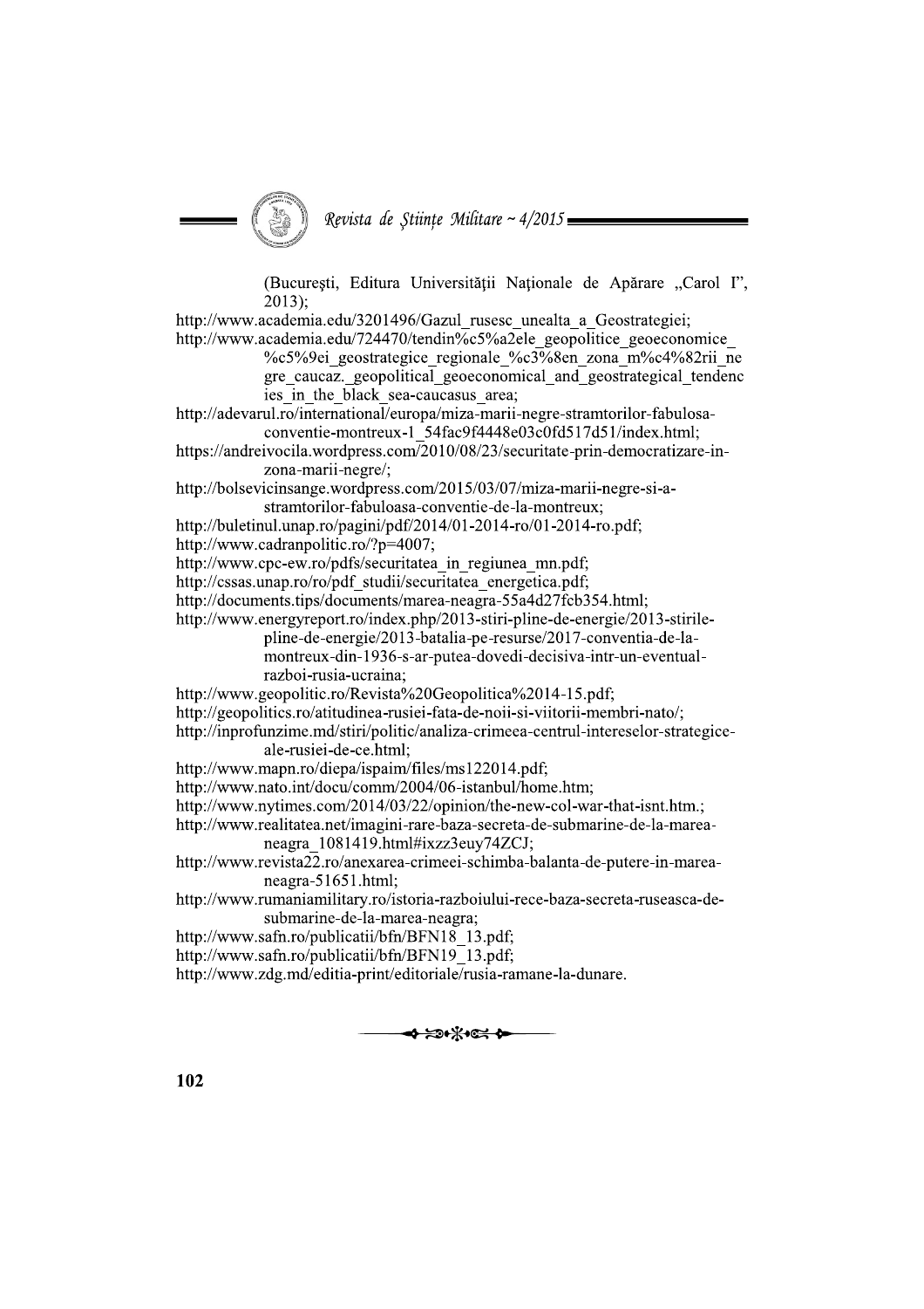(Bucureşti, Editura Universităţii Naţionale de Apărare „Carol I”, 2013);

http://www.academia.edu/3201496/Gazul_rusesc_unealta_a_Geostrategiei;

http://www.academia.edu/724470/tendin%c5%a2ele_geopolitice_geoeconomice_%c5%9ei_geostrategice_regionale_%c3%8en_zona_m%c4%82rii_negre_caucaz._geopolitical_geoeconomical_and_geostrategical_tendencies_in_the_black_sea-caucasus_area;

http://adevarul.ro/international/europa/miza-marii-negre-stramtorilor-fabulosa-conventie-montreux-1_54fac9f4448e03c0fd517d51/index.html;

https://andreivocila.wordpress.com/2010/08/23/securitate-prin-democratizare-in-zona-marii-negre/;

http://bolsevicinsange.wordpress.com/2015/03/07/miza-marii-negre-si-a-stramtorilor-fabuloasa-conventie-de-la-montreux;

http://buletinul.unap.ro/pagini/pdf/2014/01-2014-ro/01-2014-ro.pdf;

http://www.cadranpolitic.ro/?p=4007;

http://www.cpc-ew.ro/pdfs/securitatea_in_regiunea_mn.pdf;

http://cssas.unap.ro/ro/pdf_studii/securitatea_energetica.pdf;

http://documents.tips/documents/marea-neagra-55a4d27fcb354.html;

http://www.energyreport.ro/index.php/2013-stiri-pline-de-energie/2013-stirile-pline-de-energie/2013-batalia-pe-resurse/2017-conventia-de-la-montreux-din-1936-s-ar-putea-dovedi-decisiva-intr-un-eventual-razboi-rusia-ucraina;

http://www.geopolitic.ro/Revista%20Geopolitica%2014-15.pdf;

http://geopolitics.ro/atitudinea-rusiei-fata-de-noii-si-viitorii-membri-nato/;

http://inprofunzime.md/stiri/politic/analiza-crimeea-centrul-intereselor-strategice-ale-rusiei-de-ce.html;

http://www.mapn.ro/diepa/ispaim/files/ms122014.pdf;

http://www.nato.int/docu/comm/2004/06-istanbul/home.htm;

http://www.nytimes.com/2014/03/22/opinion/the-new-col-war-that-isnt.htm.;

http://www.realitatea.net/imagini-rare-baza-secreta-de-submarine-de-la-marea-neagra_1081419.html#ixzz3euy74ZCJ;

http://www.revista22.ro/anexarea-crimeei-schimba-balanta-de-putere-in-marea-neagra-51651.html;

http://www.rumaniamilitary.ro/istoria-razboiului-rece-baza-secreta-ruseasca-de-submarine-de-la-marea-neagra;

http://www.safn.ro/publicatii/bfn/BFN18_13.pdf;

http://www.safn.ro/publicatii/bfn/BFN19_13.pdf;

http://www.zdg.md/editia-print/editoriale/rusia-ramane-la-dunare.